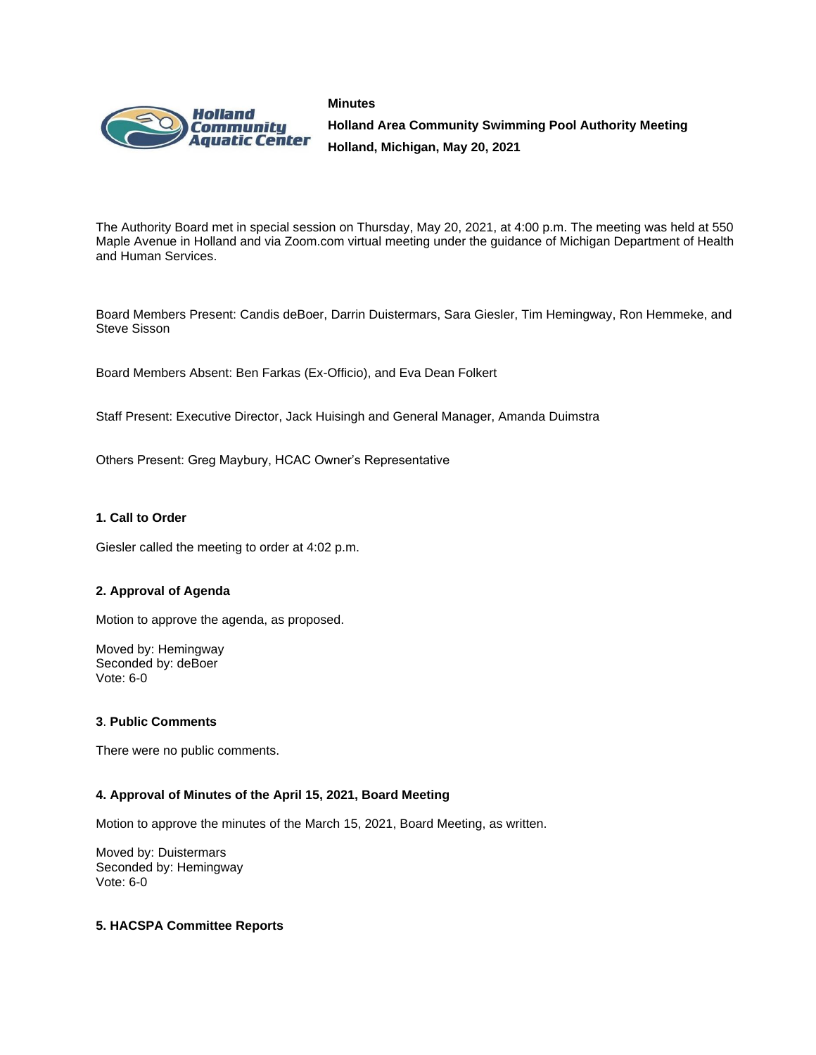**Minutes**

**Holland Area Community Swimming Pool Authority Meeting**

**Holland, Michigan, May 20, 2021**

The Authority Board met in special session on Thursday, May 20, 2021, at 4:00 p.m. The meeting was held at 550 Maple Avenue in Holland and via Zoom.com virtual meeting under the guidance of Michigan Department of Health and Human Services.

Board Members Present: Candis deBoer, Darrin Duistermars, Sara Giesler, Tim Hemingway, Ron Hemmeke, and Steve Sisson

Board Members Absent: Ben Farkas (Ex-Officio), and Eva Dean Folkert

Staff Present: Executive Director, Jack Huisingh and General Manager, Amanda Duimstra

Others Present: Greg Maybury, HCAC Owner's Representative

#### 1. Call to Order

Giesler called the meeting to order at 4:02 p.m.

#### 2. Approval of Agenda

Motion to approve the agenda, as proposed.

Moved by: Hemingway
Seconded by: deBoer
Vote: 6-0

#### 3. Public Comments

There were no public comments.

#### 4. Approval of Minutes of the April 15, 2021, Board Meeting

Motion to approve the minutes of the March 15, 2021, Board Meeting, as written.

Moved by: Duistermars
Seconded by: Hemingway
Vote: 6-0

#### 5. HACSPA Committee Reports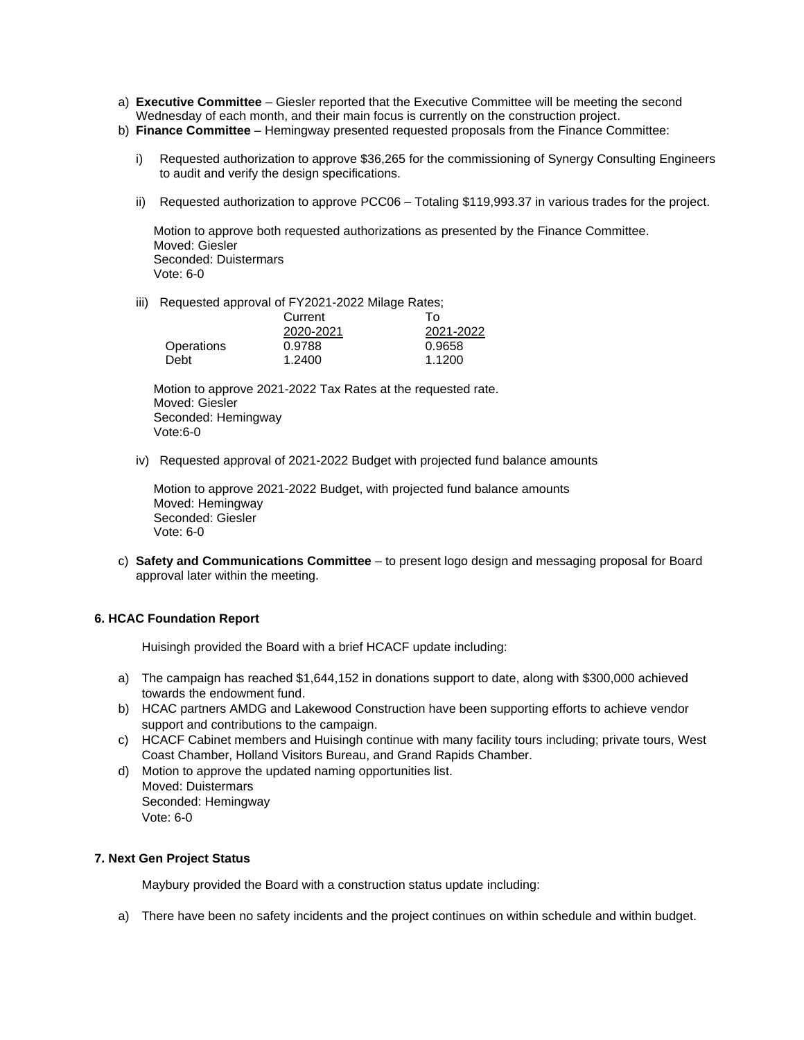a) **Executive Committee** – Giesler reported that the Executive Committee will be meeting the second Wednesday of each month, and their main focus is currently on the construction project.

b) **Finance Committee** – Hemingway presented requested proposals from the Finance Committee:

   i) Requested authorization to approve $36,265 for the commissioning of Synergy Consulting Engineers to audit and verify the design specifications.

   ii) Requested authorization to approve PCC06 – Totaling $119,993.37 in various trades for the project.

   Motion to approve both requested authorizations as presented by the Finance Committee.
   Moved: Giesler
   Seconded: Duistermars
   Vote: 6-0

   iii) Requested approval of FY2021-2022 Milage Rates;

   | | Current<br>2020-2021 | To<br>2021-2022 |
   |---|---|---|
   | Operations | 0.9788 | 0.9658 |
   | Debt | 1.2400 | 1.1200 |

   Motion to approve 2021-2022 Tax Rates at the requested rate.
   Moved: Giesler
   Seconded: Hemingway
   Vote:6-0

   iv) Requested approval of 2021-2022 Budget with projected fund balance amounts

   Motion to approve 2021-2022 Budget, with projected fund balance amounts
   Moved: Hemingway
   Seconded: Giesler
   Vote: 6-0

c) **Safety and Communications Committee** – to present logo design and messaging proposal for Board approval later within the meeting.

**6. HCAC Foundation Report**

Huisingh provided the Board with a brief HCACF update including:

a) The campaign has reached $1,644,152 in donations support to date, along with $300,000 achieved towards the endowment fund.

b) HCAC partners AMDG and Lakewood Construction have been supporting efforts to achieve vendor support and contributions to the campaign.

c) HCACF Cabinet members and Huisingh continue with many facility tours including; private tours, West Coast Chamber, Holland Visitors Bureau, and Grand Rapids Chamber.

d) Motion to approve the updated naming opportunities list.
   Moved: Duistermars
   Seconded: Hemingway
   Vote: 6-0

**7. Next Gen Project Status**

Maybury provided the Board with a construction status update including:

a) There have been no safety incidents and the project continues on within schedule and within budget.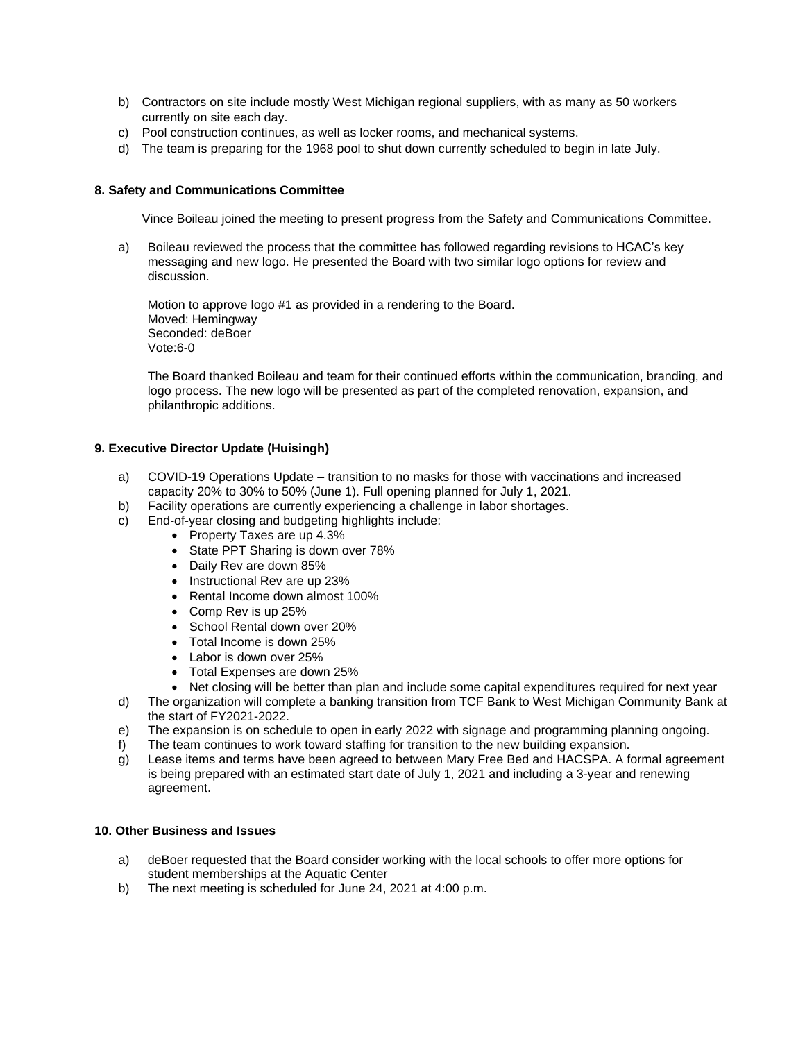b) Contractors on site include mostly West Michigan regional suppliers, with as many as 50 workers currently on site each day.
c) Pool construction continues, as well as locker rooms, and mechanical systems.
d) The team is preparing for the 1968 pool to shut down currently scheduled to begin in late July.

**8. Safety and Communications Committee**

Vince Boileau joined the meeting to present progress from the Safety and Communications Committee.

a) Boileau reviewed the process that the committee has followed regarding revisions to HCAC's key messaging and new logo. He presented the Board with two similar logo options for review and discussion.

   Motion to approve logo #1 as provided in a rendering to the Board.
   Moved: Hemingway
   Seconded: deBoer
   Vote:6-0

   The Board thanked Boileau and team for their continued efforts within the communication, branding, and logo process. The new logo will be presented as part of the completed renovation, expansion, and philanthropic additions.

**9. Executive Director Update (Huisingh)**

a) COVID-19 Operations Update – transition to no masks for those with vaccinations and increased capacity 20% to 30% to 50% (June 1). Full opening planned for July 1, 2021.
b) Facility operations are currently experiencing a challenge in labor shortages.
c) End-of-year closing and budgeting highlights include:
   - Property Taxes are up 4.3%
   - State PPT Sharing is down over 78%
   - Daily Rev are down 85%
   - Instructional Rev are up 23%
   - Rental Income down almost 100%
   - Comp Rev is up 25%
   - School Rental down over 20%
   - Total Income is down 25%
   - Labor is down over 25%
   - Total Expenses are down 25%
   - Net closing will be better than plan and include some capital expenditures required for next year
d) The organization will complete a banking transition from TCF Bank to West Michigan Community Bank at the start of FY2021-2022.
e) The expansion is on schedule to open in early 2022 with signage and programming planning ongoing.
f) The team continues to work toward staffing for transition to the new building expansion.
g) Lease items and terms have been agreed to between Mary Free Bed and HACSPA. A formal agreement is being prepared with an estimated start date of July 1, 2021 and including a 3-year and renewing agreement.

**10. Other Business and Issues**

a) deBoer requested that the Board consider working with the local schools to offer more options for student memberships at the Aquatic Center
b) The next meeting is scheduled for June 24, 2021 at 4:00 p.m.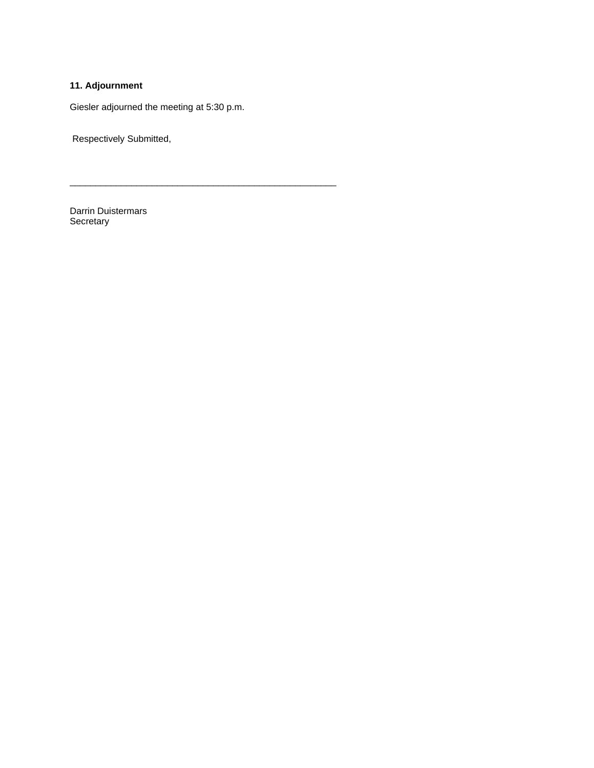**11. Adjournment**

Giesler adjourned the meeting at 5:30 p.m.

Respectively Submitted,

\_\_\_\_\_\_\_\_\_\_\_\_\_\_\_\_\_\_\_\_\_\_\_\_\_\_\_\_\_\_\_\_\_\_\_\_\_\_\_\_\_\_\_\_\_\_\_\_\_\_\_\_\_\_

Darrin Duistermars  
Secretary